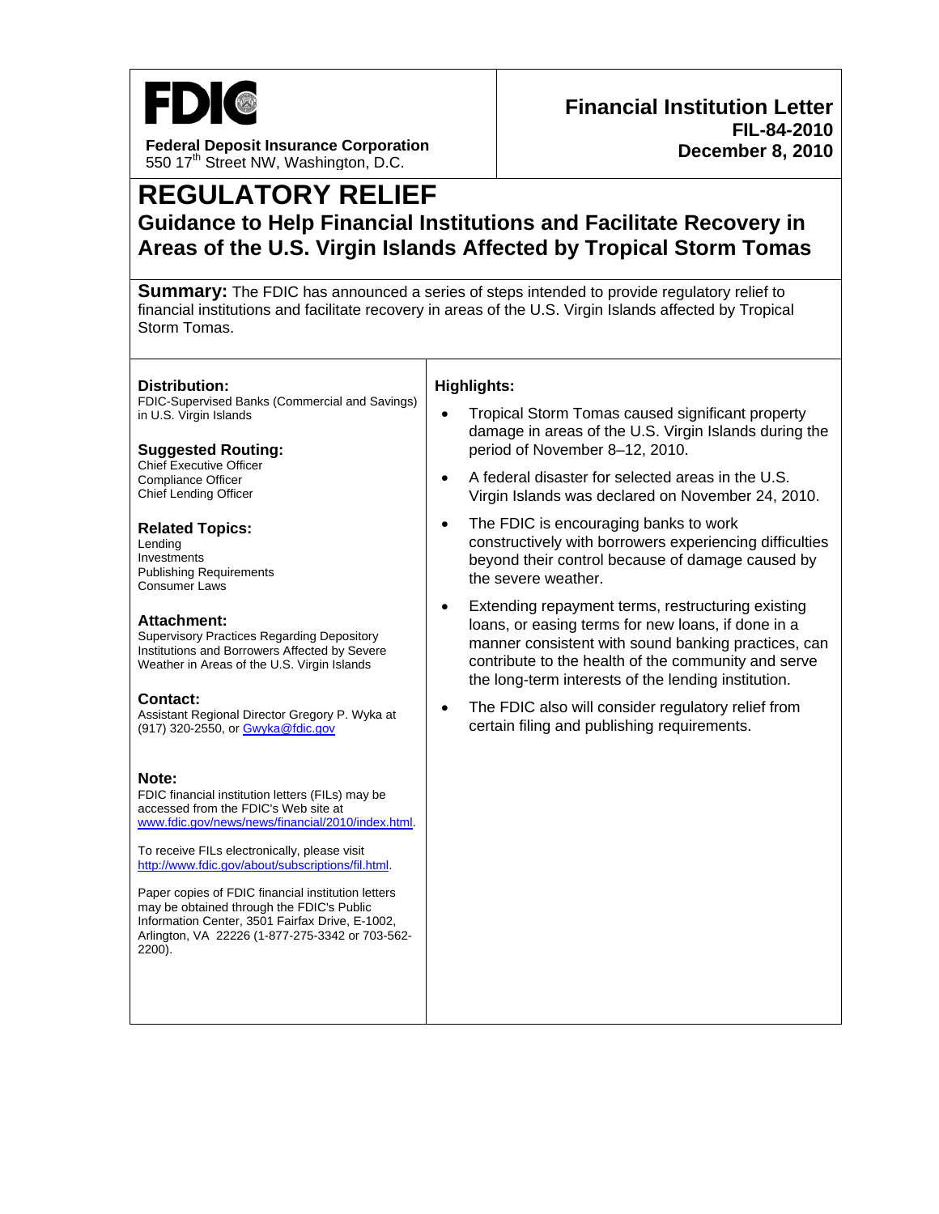**FDIC**

**Federal Deposit Insurance Corporation**
550 17th Street NW, Washington, D.C.

**Financial Institution Letter**
**FIL-84-2010**
**December 8, 2010**

# REGULATORY RELIEF

## Guidance to Help Financial Institutions and Facilitate Recovery in Areas of the U.S. Virgin Islands Affected by Tropical Storm Tomas

**Summary:** The FDIC has announced a series of steps intended to provide regulatory relief to financial institutions and facilitate recovery in areas of the U.S. Virgin Islands affected by Tropical Storm Tomas.

**Distribution:**
FDIC-Supervised Banks (Commercial and Savings) in U.S. Virgin Islands

**Suggested Routing:**
Chief Executive Officer
Compliance Officer
Chief Lending Officer

**Related Topics:**
Lending
Investments
Publishing Requirements
Consumer Laws

**Attachment:**
Supervisory Practices Regarding Depository Institutions and Borrowers Affected by Severe Weather in Areas of the U.S. Virgin Islands

**Contact:**
Assistant Regional Director Gregory P. Wyka at (917) 320-2550, or Gwyka@fdic.gov

**Note:**
FDIC financial institution letters (FILs) may be accessed from the FDIC's Web site at www.fdic.gov/news/news/financial/2010/index.html.

To receive FILs electronically, please visit http://www.fdic.gov/about/subscriptions/fil.html.

Paper copies of FDIC financial institution letters may be obtained through the FDIC's Public Information Center, 3501 Fairfax Drive, E-1002, Arlington, VA 22226 (1-877-275-3342 or 703-562-2200).

**Highlights:**

- Tropical Storm Tomas caused significant property damage in areas of the U.S. Virgin Islands during the period of November 8–12, 2010.
- A federal disaster for selected areas in the U.S. Virgin Islands was declared on November 24, 2010.
- The FDIC is encouraging banks to work constructively with borrowers experiencing difficulties beyond their control because of damage caused by the severe weather.
- Extending repayment terms, restructuring existing loans, or easing terms for new loans, if done in a manner consistent with sound banking practices, can contribute to the health of the community and serve the long-term interests of the lending institution.
- The FDIC also will consider regulatory relief from certain filing and publishing requirements.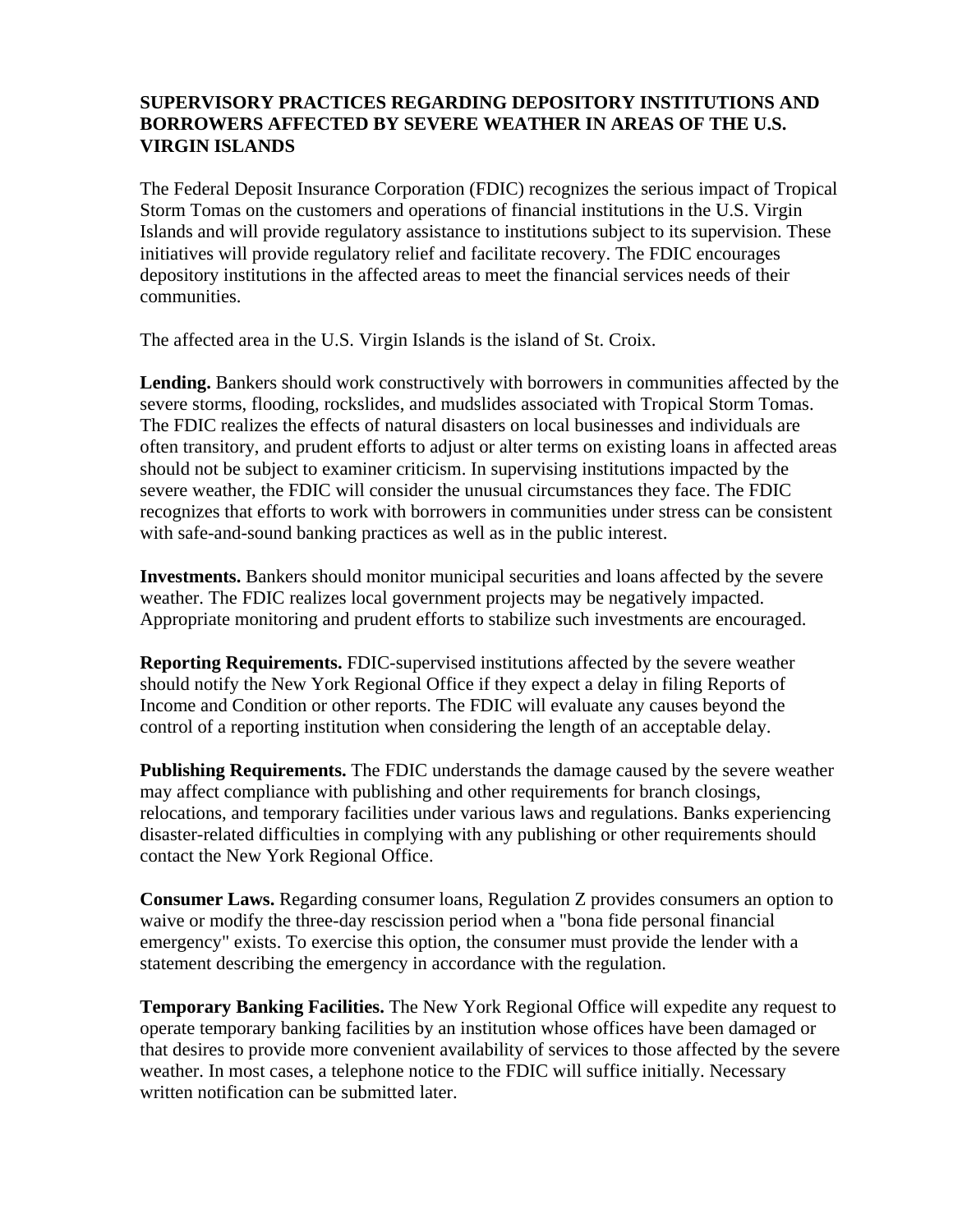**SUPERVISORY PRACTICES REGARDING DEPOSITORY INSTITUTIONS AND BORROWERS AFFECTED BY SEVERE WEATHER IN AREAS OF THE U.S. VIRGIN ISLANDS**

The Federal Deposit Insurance Corporation (FDIC) recognizes the serious impact of Tropical Storm Tomas on the customers and operations of financial institutions in the U.S. Virgin Islands and will provide regulatory assistance to institutions subject to its supervision. These initiatives will provide regulatory relief and facilitate recovery. The FDIC encourages depository institutions in the affected areas to meet the financial services needs of their communities.

The affected area in the U.S. Virgin Islands is the island of St. Croix.

**Lending.** Bankers should work constructively with borrowers in communities affected by the severe storms, flooding, rockslides, and mudslides associated with Tropical Storm Tomas. The FDIC realizes the effects of natural disasters on local businesses and individuals are often transitory, and prudent efforts to adjust or alter terms on existing loans in affected areas should not be subject to examiner criticism. In supervising institutions impacted by the severe weather, the FDIC will consider the unusual circumstances they face. The FDIC recognizes that efforts to work with borrowers in communities under stress can be consistent with safe-and-sound banking practices as well as in the public interest.

**Investments.** Bankers should monitor municipal securities and loans affected by the severe weather. The FDIC realizes local government projects may be negatively impacted. Appropriate monitoring and prudent efforts to stabilize such investments are encouraged.

**Reporting Requirements.** FDIC-supervised institutions affected by the severe weather should notify the New York Regional Office if they expect a delay in filing Reports of Income and Condition or other reports. The FDIC will evaluate any causes beyond the control of a reporting institution when considering the length of an acceptable delay.

**Publishing Requirements.** The FDIC understands the damage caused by the severe weather may affect compliance with publishing and other requirements for branch closings, relocations, and temporary facilities under various laws and regulations. Banks experiencing disaster-related difficulties in complying with any publishing or other requirements should contact the New York Regional Office.

**Consumer Laws.** Regarding consumer loans, Regulation Z provides consumers an option to waive or modify the three-day rescission period when a "bona fide personal financial emergency" exists. To exercise this option, the consumer must provide the lender with a statement describing the emergency in accordance with the regulation.

**Temporary Banking Facilities.** The New York Regional Office will expedite any request to operate temporary banking facilities by an institution whose offices have been damaged or that desires to provide more convenient availability of services to those affected by the severe weather. In most cases, a telephone notice to the FDIC will suffice initially. Necessary written notification can be submitted later.